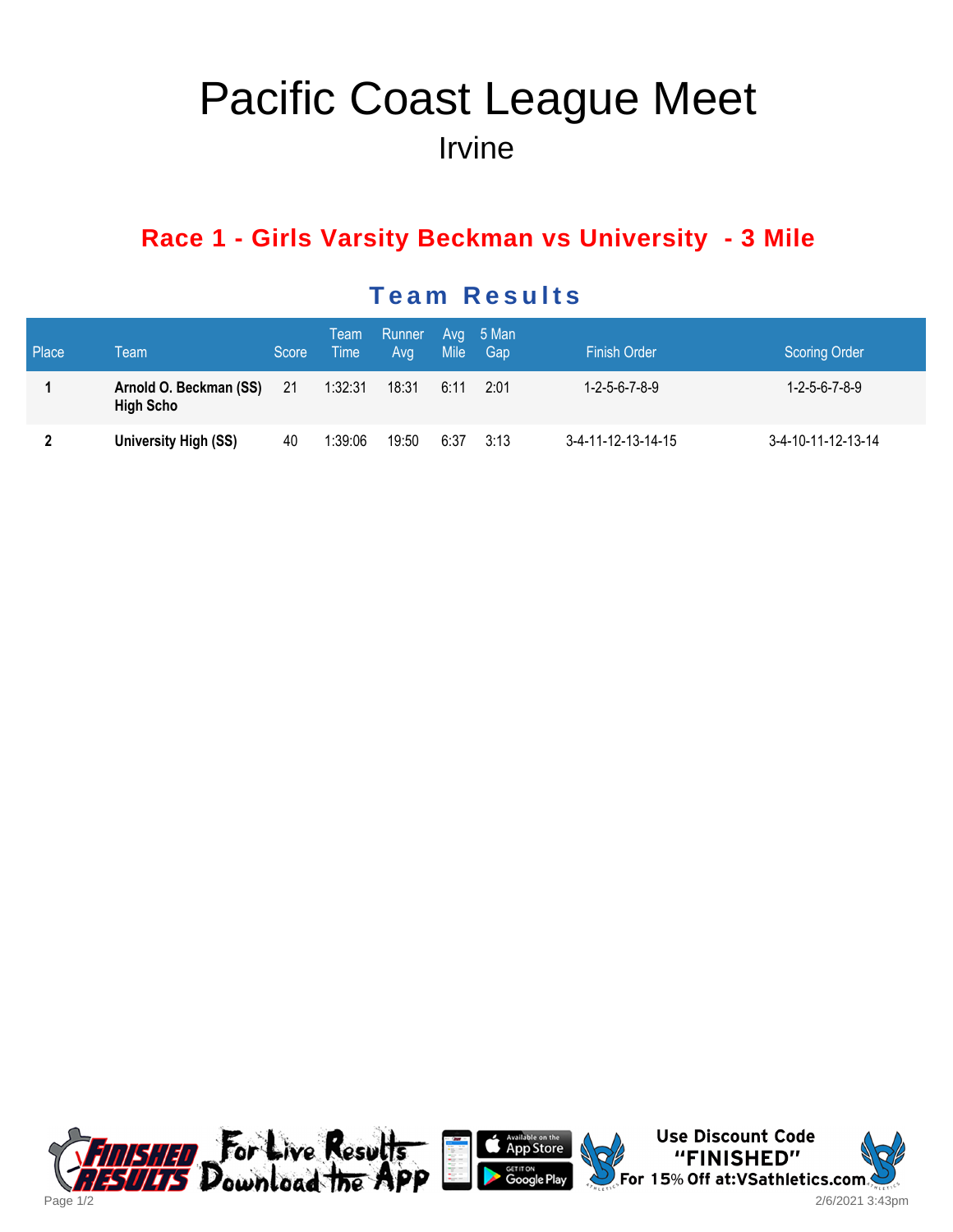# Pacific Coast League Meet

Irvine

## Race 1 - Girls Varsity Beckman vs University - 3 Mile

### Team Results

| Place | Team | Score | Team Time | Runner Avg | Avg Mile | 5 Man Gap | Finish Order | Scoring Order |
|---|---|---|---|---|---|---|---|---|
| 1 | **Arnold O. Beckman (SS) High Scho** | 21 | 1:32:31 | 18:31 | 6:11 | 2:01 | 1-2-5-6-7-8-9 | 1-2-5-6-7-8-9 |
| 2 | **University High (SS)** | 40 | 1:39:06 | 19:50 | 6:37 | 3:13 | 3-4-11-12-13-14-15 | 3-4-10-11-12-13-14 |

For Live Results Download the App

Use Discount Code "FINISHED" For 15% Off at:VSathletics.com

2/6/2021 3:43pm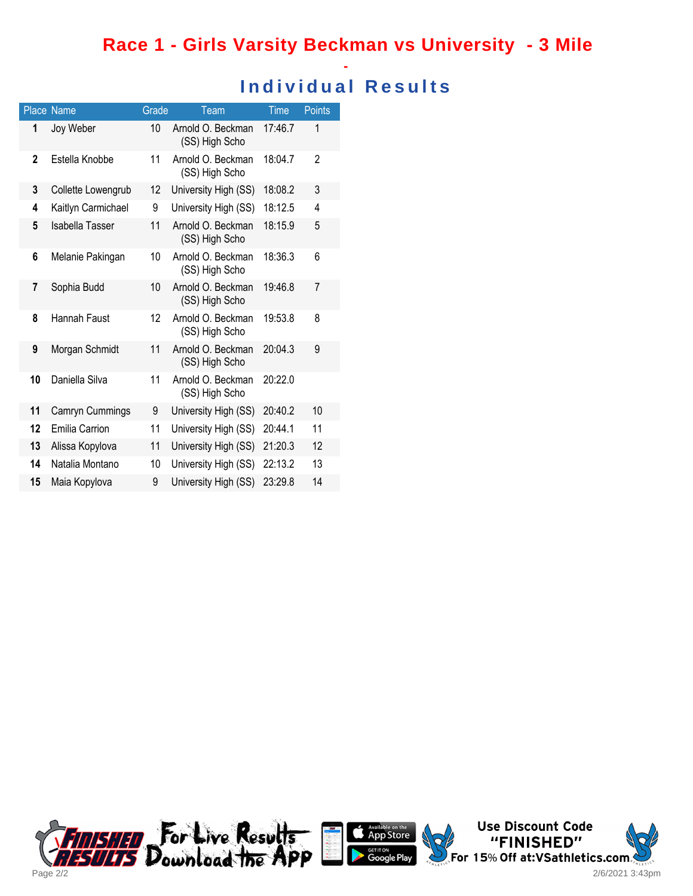# Race 1 - Girls Varsity Beckman vs University - 3 Mile

-

## Individual Results

| Place | Name | Grade | Team | Time | Points |
|---|---|---|---|---|---|
| 1 | Joy Weber | 10 | Arnold O. Beckman (SS) High Scho | 17:46.7 | 1 |
| 2 | Estella Knobbe | 11 | Arnold O. Beckman (SS) High Scho | 18:04.7 | 2 |
| 3 | Collette Lowengrub | 12 | University High (SS) | 18:08.2 | 3 |
| 4 | Kaitlyn Carmichael | 9 | University High (SS) | 18:12.5 | 4 |
| 5 | Isabella Tasser | 11 | Arnold O. Beckman (SS) High Scho | 18:15.9 | 5 |
| 6 | Melanie Pakingan | 10 | Arnold O. Beckman (SS) High Scho | 18:36.3 | 6 |
| 7 | Sophia Budd | 10 | Arnold O. Beckman (SS) High Scho | 19:46.8 | 7 |
| 8 | Hannah Faust | 12 | Arnold O. Beckman (SS) High Scho | 19:53.8 | 8 |
| 9 | Morgan Schmidt | 11 | Arnold O. Beckman (SS) High Scho | 20:04.3 | 9 |
| 10 | Daniella Silva | 11 | Arnold O. Beckman (SS) High Scho | 20:22.0 | |
| 11 | Camryn Cummings | 9 | University High (SS) | 20:40.2 | 10 |
| 12 | Emilia Carrion | 11 | University High (SS) | 20:44.1 | 11 |
| 13 | Alissa Kopylova | 11 | University High (SS) | 21:20.3 | 12 |
| 14 | Natalia Montano | 10 | University High (SS) | 22:13.2 | 13 |
| 15 | Maia Kopylova | 9 | University High (SS) | 23:29.8 | 14 |

FINISHED RESULTS For Live Results Download the App

Available on the App Store | GET IT ON Google Play

Use Discount Code "FINISHED" For 15% Off at:VSathletics.com

2/6/2021 3:43pm